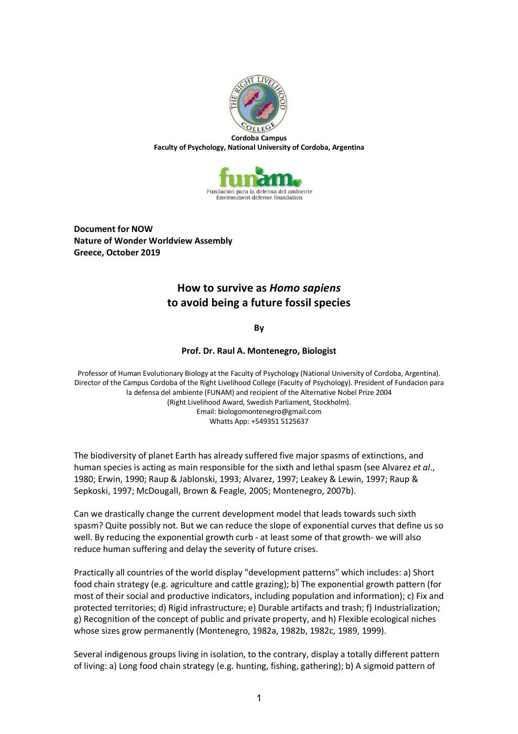**Cordoba Campus**
**Faculty of Psychology, National University of Cordoba, Argentina**

Fundación para la defensa del ambiente
Environment defense foundation

**Document for NOW**
**Nature of Wonder Worldview Assembly**
**Greece, October 2019**

# How to survive as *Homo sapiens* to avoid being a future fossil species

**By**

**Prof. Dr. Raul A. Montenegro, Biologist**

Professor of Human Evolutionary Biology at the Faculty of Psychology (National University of Cordoba, Argentina). Director of the Campus Cordoba of the Right Livelihood College (Faculty of Psychology). President of Fundacion para la defensa del ambiente (FUNAM) and recipient of the Alternative Nobel Prize 2004 (Right Livelihood Award, Swedish Parliament, Stockholm).
Email: biologomontenegro@gmail.com
Whatts App: +549351 5125637

The biodiversity of planet Earth has already suffered five major spasms of extinctions, and human species is acting as main responsible for the sixth and lethal spasm (see Alvarez *et al*., 1980; Erwin, 1990; Raup & Jablonski, 1993; Alvarez, 1997; Leakey & Lewin, 1997; Raup & Sepkoski, 1997; McDougall, Brown & Feagle, 2005; Montenegro, 2007b).

Can we drastically change the current development model that leads towards such sixth spasm? Quite possibly not. But we can reduce the slope of exponential curves that define us so well. By reducing the exponential growth curb - at least some of that growth- we will also reduce human suffering and delay the severity of future crises.

Practically all countries of the world display "development patterns" which includes: a) Short food chain strategy (e.g. agriculture and cattle grazing); b) The exponential growth pattern (for most of their social and productive indicators, including population and information); c) Fix and protected territories; d) Rigid infrastructure; e) Durable artifacts and trash; f) Industrialization; g) Recognition of the concept of public and private property, and h) Flexible ecological niches whose sizes grow permanently (Montenegro, 1982a, 1982b, 1982c, 1989, 1999).

Several indigenous groups living in isolation, to the contrary, display a totally different pattern of living: a) Long food chain strategy (e.g. hunting, fishing, gathering); b) A sigmoid pattern of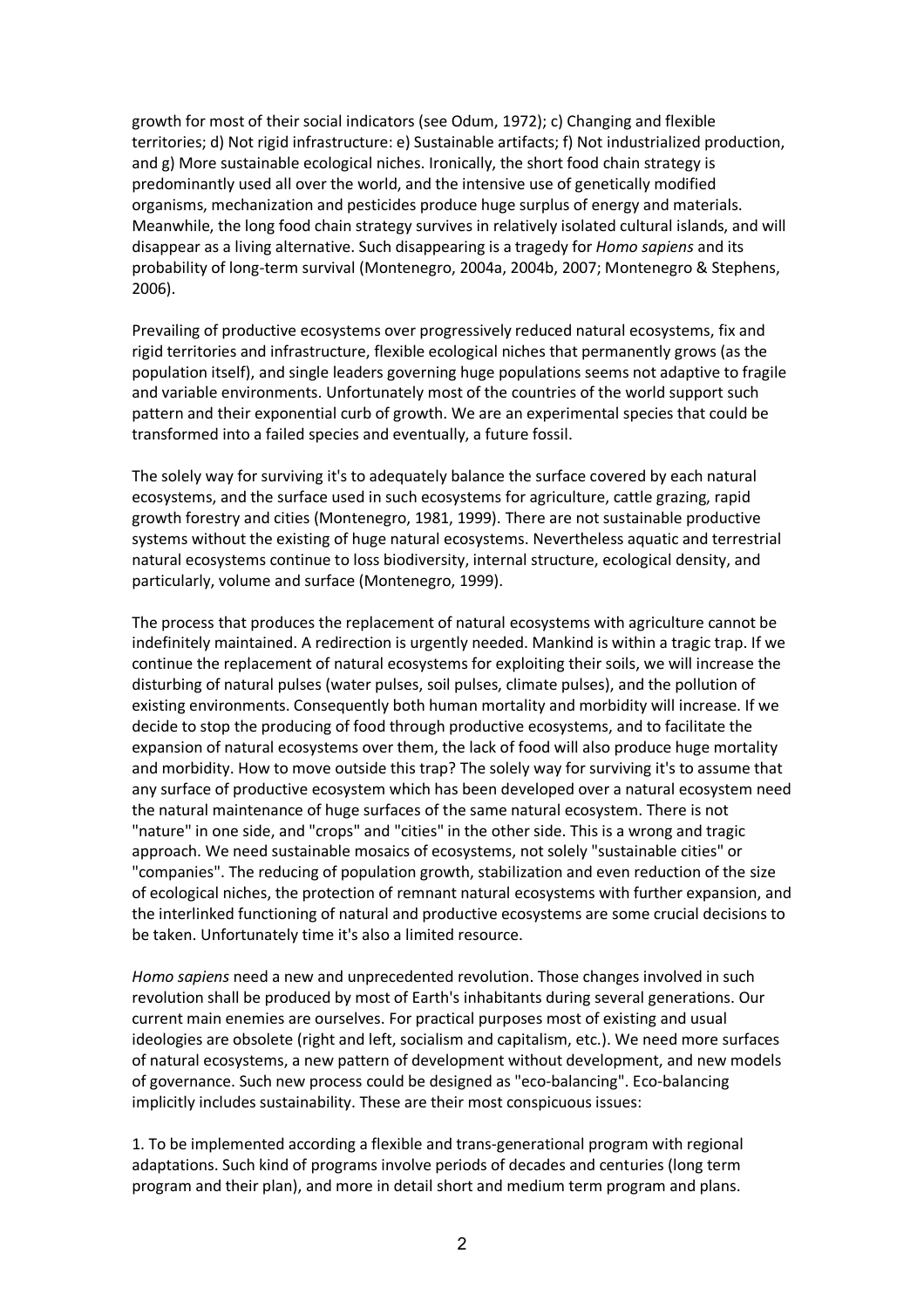growth for most of their social indicators (see Odum, 1972); c) Changing and flexible territories; d) Not rigid infrastructure: e) Sustainable artifacts; f) Not industrialized production, and g) More sustainable ecological niches. Ironically, the short food chain strategy is predominantly used all over the world, and the intensive use of genetically modified organisms, mechanization and pesticides produce huge surplus of energy and materials. Meanwhile, the long food chain strategy survives in relatively isolated cultural islands, and will disappear as a living alternative. Such disappearing is a tragedy for *Homo sapiens* and its probability of long-term survival (Montenegro, 2004a, 2004b, 2007; Montenegro & Stephens, 2006).

Prevailing of productive ecosystems over progressively reduced natural ecosystems, fix and rigid territories and infrastructure, flexible ecological niches that permanently grows (as the population itself), and single leaders governing huge populations seems not adaptive to fragile and variable environments. Unfortunately most of the countries of the world support such pattern and their exponential curb of growth. We are an experimental species that could be transformed into a failed species and eventually, a future fossil.

The solely way for surviving it's to adequately balance the surface covered by each natural ecosystems, and the surface used in such ecosystems for agriculture, cattle grazing, rapid growth forestry and cities (Montenegro, 1981, 1999). There are not sustainable productive systems without the existing of huge natural ecosystems. Nevertheless aquatic and terrestrial natural ecosystems continue to loss biodiversity, internal structure, ecological density, and particularly, volume and surface (Montenegro, 1999).

The process that produces the replacement of natural ecosystems with agriculture cannot be indefinitely maintained. A redirection is urgently needed. Mankind is within a tragic trap. If we continue the replacement of natural ecosystems for exploiting their soils, we will increase the disturbing of natural pulses (water pulses, soil pulses, climate pulses), and the pollution of existing environments. Consequently both human mortality and morbidity will increase. If we decide to stop the producing of food through productive ecosystems, and to facilitate the expansion of natural ecosystems over them, the lack of food will also produce huge mortality and morbidity. How to move outside this trap? The solely way for surviving it's to assume that any surface of productive ecosystem which has been developed over a natural ecosystem need the natural maintenance of huge surfaces of the same natural ecosystem. There is not "nature" in one side, and "crops" and "cities" in the other side. This is a wrong and tragic approach. We need sustainable mosaics of ecosystems, not solely "sustainable cities" or "companies". The reducing of population growth, stabilization and even reduction of the size of ecological niches, the protection of remnant natural ecosystems with further expansion, and the interlinked functioning of natural and productive ecosystems are some crucial decisions to be taken. Unfortunately time it's also a limited resource.

*Homo sapiens* need a new and unprecedented revolution. Those changes involved in such revolution shall be produced by most of Earth's inhabitants during several generations. Our current main enemies are ourselves. For practical purposes most of existing and usual ideologies are obsolete (right and left, socialism and capitalism, etc.). We need more surfaces of natural ecosystems, a new pattern of development without development, and new models of governance. Such new process could be designed as "eco-balancing". Eco-balancing implicitly includes sustainability. These are their most conspicuous issues:

1. To be implemented according a flexible and trans-generational program with regional adaptations. Such kind of programs involve periods of decades and centuries (long term program and their plan), and more in detail short and medium term program and plans.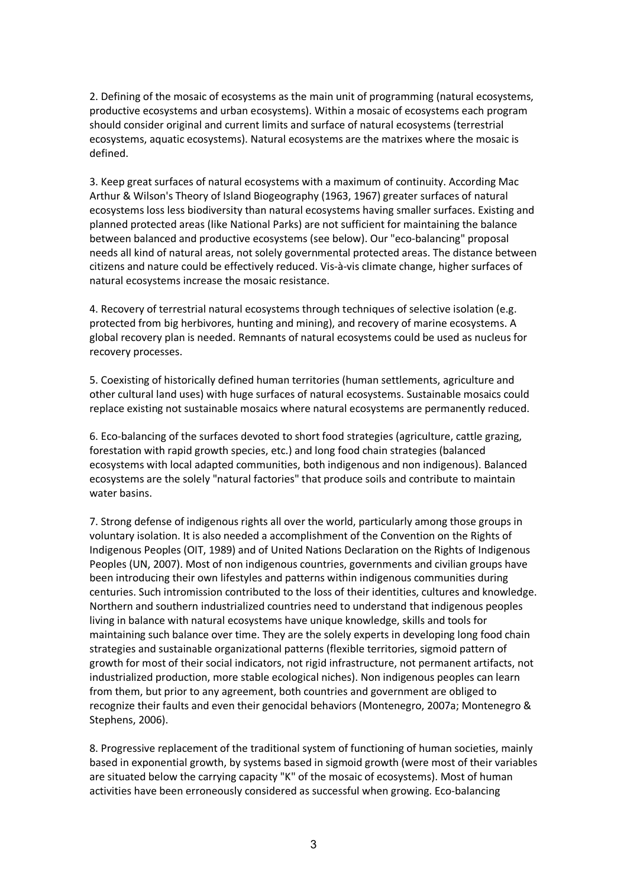2. Defining of the mosaic of ecosystems as the main unit of programming (natural ecosystems, productive ecosystems and urban ecosystems). Within a mosaic of ecosystems each program should consider original and current limits and surface of natural ecosystems (terrestrial ecosystems, aquatic ecosystems). Natural ecosystems are the matrixes where the mosaic is defined.

3. Keep great surfaces of natural ecosystems with a maximum of continuity. According Mac Arthur & Wilson's Theory of Island Biogeography (1963, 1967) greater surfaces of natural ecosystems loss less biodiversity than natural ecosystems having smaller surfaces. Existing and planned protected areas (like National Parks) are not sufficient for maintaining the balance between balanced and productive ecosystems (see below). Our "eco-balancing" proposal needs all kind of natural areas, not solely governmental protected areas. The distance between citizens and nature could be effectively reduced. Vis-à-vis climate change, higher surfaces of natural ecosystems increase the mosaic resistance.

4. Recovery of terrestrial natural ecosystems through techniques of selective isolation (e.g. protected from big herbivores, hunting and mining), and recovery of marine ecosystems. A global recovery plan is needed. Remnants of natural ecosystems could be used as nucleus for recovery processes.

5. Coexisting of historically defined human territories (human settlements, agriculture and other cultural land uses) with huge surfaces of natural ecosystems. Sustainable mosaics could replace existing not sustainable mosaics where natural ecosystems are permanently reduced.

6. Eco-balancing of the surfaces devoted to short food strategies (agriculture, cattle grazing, forestation with rapid growth species, etc.) and long food chain strategies (balanced ecosystems with local adapted communities, both indigenous and non indigenous). Balanced ecosystems are the solely "natural factories" that produce soils and contribute to maintain water basins.

7. Strong defense of indigenous rights all over the world, particularly among those groups in voluntary isolation. It is also needed a accomplishment of the Convention on the Rights of Indigenous Peoples (OIT, 1989) and of United Nations Declaration on the Rights of Indigenous Peoples (UN, 2007). Most of non indigenous countries, governments and civilian groups have been introducing their own lifestyles and patterns within indigenous communities during centuries. Such intromission contributed to the loss of their identities, cultures and knowledge. Northern and southern industrialized countries need to understand that indigenous peoples living in balance with natural ecosystems have unique knowledge, skills and tools for maintaining such balance over time. They are the solely experts in developing long food chain strategies and sustainable organizational patterns (flexible territories, sigmoid pattern of growth for most of their social indicators, not rigid infrastructure, not permanent artifacts, not industrialized production, more stable ecological niches). Non indigenous peoples can learn from them, but prior to any agreement, both countries and government are obliged to recognize their faults and even their genocidal behaviors (Montenegro, 2007a; Montenegro & Stephens, 2006).

8. Progressive replacement of the traditional system of functioning of human societies, mainly based in exponential growth, by systems based in sigmoid growth (were most of their variables are situated below the carrying capacity "K" of the mosaic of ecosystems). Most of human activities have been erroneously considered as successful when growing. Eco-balancing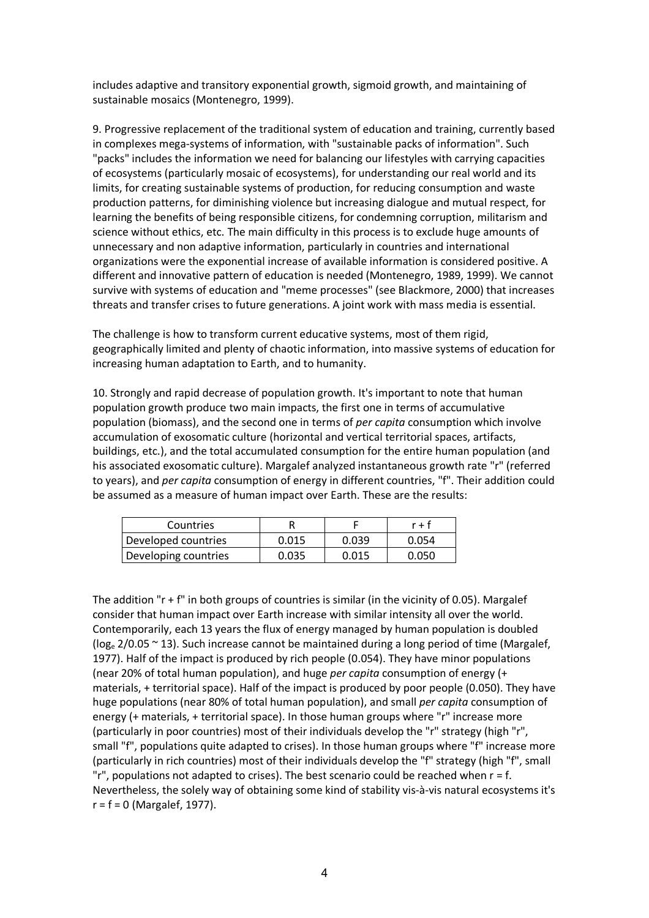includes adaptive and transitory exponential growth, sigmoid growth, and maintaining of sustainable mosaics (Montenegro, 1999).

9. Progressive replacement of the traditional system of education and training, currently based in complexes mega-systems of information, with "sustainable packs of information". Such "packs" includes the information we need for balancing our lifestyles with carrying capacities of ecosystems (particularly mosaic of ecosystems), for understanding our real world and its limits, for creating sustainable systems of production, for reducing consumption and waste production patterns, for diminishing violence but increasing dialogue and mutual respect, for learning the benefits of being responsible citizens, for condemning corruption, militarism and science without ethics, etc. The main difficulty in this process is to exclude huge amounts of unnecessary and non adaptive information, particularly in countries and international organizations were the exponential increase of available information is considered positive. A different and innovative pattern of education is needed (Montenegro, 1989, 1999). We cannot survive with systems of education and "meme processes" (see Blackmore, 2000) that increases threats and transfer crises to future generations. A joint work with mass media is essential.

The challenge is how to transform current educative systems, most of them rigid, geographically limited and plenty of chaotic information, into massive systems of education for increasing human adaptation to Earth, and to humanity.

10. Strongly and rapid decrease of population growth. It's important to note that human population growth produce two main impacts, the first one in terms of accumulative population (biomass), and the second one in terms of *per capita* consumption which involve accumulation of exosomatic culture (horizontal and vertical territorial spaces, artifacts, buildings, etc.), and the total accumulated consumption for the entire human population (and his associated exosomatic culture). Margalef analyzed instantaneous growth rate "r" (referred to years), and *per capita* consumption of energy in different countries, "f". Their addition could be assumed as a measure of human impact over Earth. These are the results:

| Countries | R | F | r + f |
|---|---|---|---|
| Developed countries | 0.015 | 0.039 | 0.054 |
| Developing countries | 0.035 | 0.015 | 0.050 |

The addition "r + f" in both groups of countries is similar (in the vicinity of 0.05). Margalef consider that human impact over Earth increase with similar intensity all over the world. Contemporarily, each 13 years the flux of energy managed by human population is doubled ($\log_e 2/0.05 \sim 13$). Such increase cannot be maintained during a long period of time (Margalef, 1977). Half of the impact is produced by rich people (0.054). They have minor populations (near 20% of total human population), and huge *per capita* consumption of energy (+ materials, + territorial space). Half of the impact is produced by poor people (0.050). They have huge populations (near 80% of total human population), and small *per capita* consumption of energy (+ materials, + territorial space). In those human groups where "r" increase more (particularly in poor countries) most of their individuals develop the "r" strategy (high "r", small "f", populations quite adapted to crises). In those human groups where "f" increase more (particularly in rich countries) most of their individuals develop the "f" strategy (high "f", small "r", populations not adapted to crises). The best scenario could be reached when r = f. Nevertheless, the solely way of obtaining some kind of stability vis-à-vis natural ecosystems it's r = f = 0 (Margalef, 1977).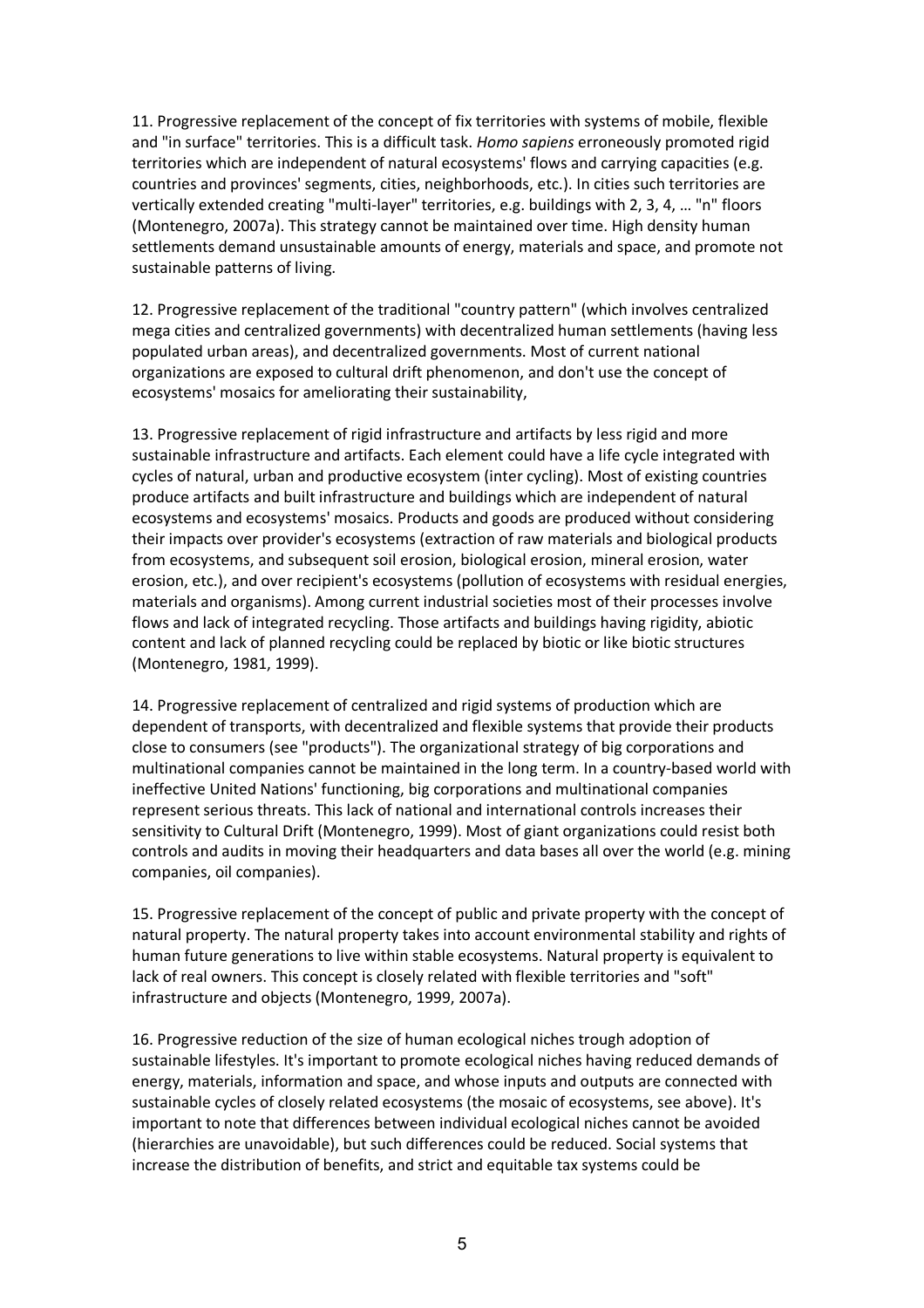11. Progressive replacement of the concept of fix territories with systems of mobile, flexible and "in surface" territories. This is a difficult task. *Homo sapiens* erroneously promoted rigid territories which are independent of natural ecosystems' flows and carrying capacities (e.g. countries and provinces' segments, cities, neighborhoods, etc.). In cities such territories are vertically extended creating "multi-layer" territories, e.g. buildings with 2, 3, 4, … "n" floors (Montenegro, 2007a). This strategy cannot be maintained over time. High density human settlements demand unsustainable amounts of energy, materials and space, and promote not sustainable patterns of living.

12. Progressive replacement of the traditional "country pattern" (which involves centralized mega cities and centralized governments) with decentralized human settlements (having less populated urban areas), and decentralized governments. Most of current national organizations are exposed to cultural drift phenomenon, and don't use the concept of ecosystems' mosaics for ameliorating their sustainability,

13. Progressive replacement of rigid infrastructure and artifacts by less rigid and more sustainable infrastructure and artifacts. Each element could have a life cycle integrated with cycles of natural, urban and productive ecosystem (inter cycling). Most of existing countries produce artifacts and built infrastructure and buildings which are independent of natural ecosystems and ecosystems' mosaics. Products and goods are produced without considering their impacts over provider's ecosystems (extraction of raw materials and biological products from ecosystems, and subsequent soil erosion, biological erosion, mineral erosion, water erosion, etc.), and over recipient's ecosystems (pollution of ecosystems with residual energies, materials and organisms). Among current industrial societies most of their processes involve flows and lack of integrated recycling. Those artifacts and buildings having rigidity, abiotic content and lack of planned recycling could be replaced by biotic or like biotic structures (Montenegro, 1981, 1999).

14. Progressive replacement of centralized and rigid systems of production which are dependent of transports, with decentralized and flexible systems that provide their products close to consumers (see "products"). The organizational strategy of big corporations and multinational companies cannot be maintained in the long term. In a country-based world with ineffective United Nations' functioning, big corporations and multinational companies represent serious threats. This lack of national and international controls increases their sensitivity to Cultural Drift (Montenegro, 1999). Most of giant organizations could resist both controls and audits in moving their headquarters and data bases all over the world (e.g. mining companies, oil companies).

15. Progressive replacement of the concept of public and private property with the concept of natural property. The natural property takes into account environmental stability and rights of human future generations to live within stable ecosystems. Natural property is equivalent to lack of real owners. This concept is closely related with flexible territories and "soft" infrastructure and objects (Montenegro, 1999, 2007a).

16. Progressive reduction of the size of human ecological niches trough adoption of sustainable lifestyles. It's important to promote ecological niches having reduced demands of energy, materials, information and space, and whose inputs and outputs are connected with sustainable cycles of closely related ecosystems (the mosaic of ecosystems, see above). It's important to note that differences between individual ecological niches cannot be avoided (hierarchies are unavoidable), but such differences could be reduced. Social systems that increase the distribution of benefits, and strict and equitable tax systems could be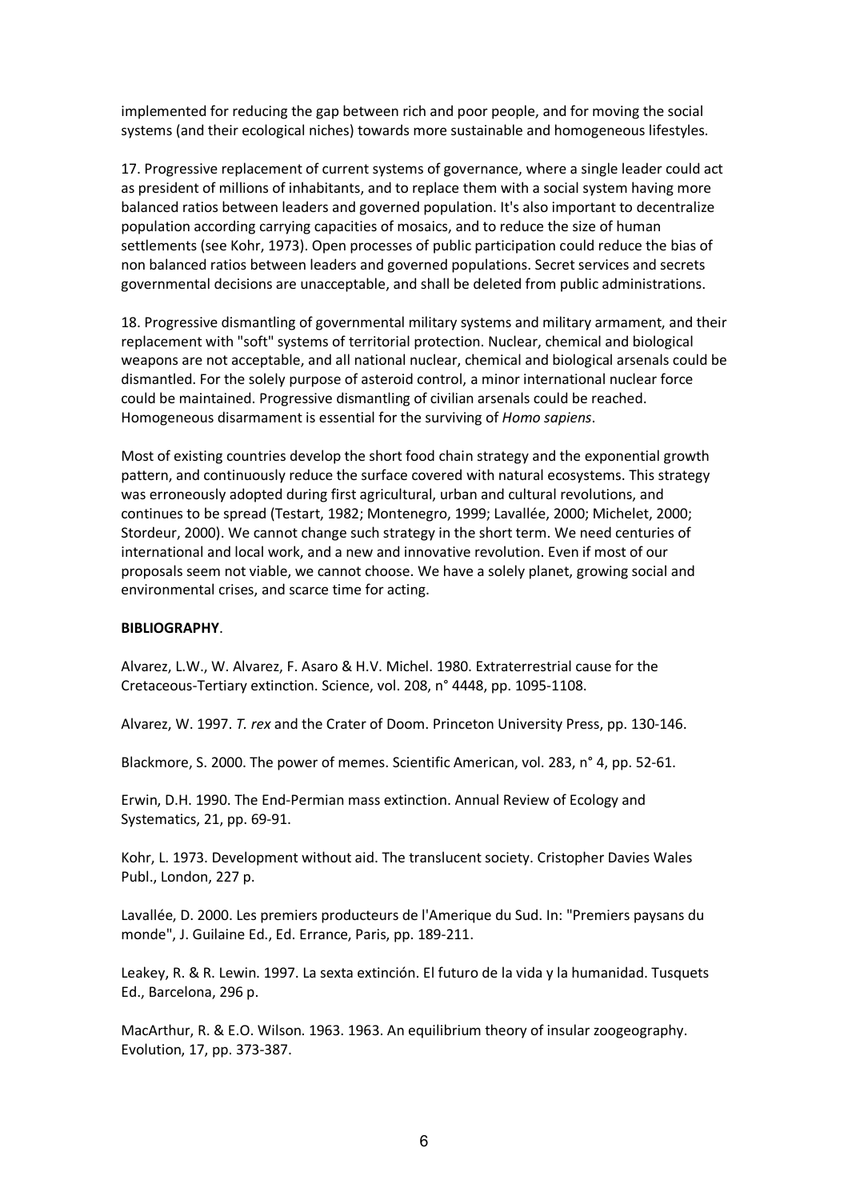implemented for reducing the gap between rich and poor people, and for moving the social systems (and their ecological niches) towards more sustainable and homogeneous lifestyles.

17. Progressive replacement of current systems of governance, where a single leader could act as president of millions of inhabitants, and to replace them with a social system having more balanced ratios between leaders and governed population. It's also important to decentralize population according carrying capacities of mosaics, and to reduce the size of human settlements (see Kohr, 1973). Open processes of public participation could reduce the bias of non balanced ratios between leaders and governed populations. Secret services and secrets governmental decisions are unacceptable, and shall be deleted from public administrations.

18. Progressive dismantling of governmental military systems and military armament, and their replacement with "soft" systems of territorial protection. Nuclear, chemical and biological weapons are not acceptable, and all national nuclear, chemical and biological arsenals could be dismantled. For the solely purpose of asteroid control, a minor international nuclear force could be maintained. Progressive dismantling of civilian arsenals could be reached. Homogeneous disarmament is essential for the surviving of *Homo sapiens*.

Most of existing countries develop the short food chain strategy and the exponential growth pattern, and continuously reduce the surface covered with natural ecosystems. This strategy was erroneously adopted during first agricultural, urban and cultural revolutions, and continues to be spread (Testart, 1982; Montenegro, 1999; Lavallée, 2000; Michelet, 2000; Stordeur, 2000). We cannot change such strategy in the short term. We need centuries of international and local work, and a new and innovative revolution. Even if most of our proposals seem not viable, we cannot choose. We have a solely planet, growing social and environmental crises, and scarce time for acting.

**BIBLIOGRAPHY**.

Alvarez, L.W., W. Alvarez, F. Asaro & H.V. Michel. 1980. Extraterrestrial cause for the Cretaceous-Tertiary extinction. Science, vol. 208, n° 4448, pp. 1095-1108.

Alvarez, W. 1997. *T. rex* and the Crater of Doom. Princeton University Press, pp. 130-146.

Blackmore, S. 2000. The power of memes. Scientific American, vol. 283, n° 4, pp. 52-61.

Erwin, D.H. 1990. The End-Permian mass extinction. Annual Review of Ecology and Systematics, 21, pp. 69-91.

Kohr, L. 1973. Development without aid. The translucent society. Cristopher Davies Wales Publ., London, 227 p.

Lavallée, D. 2000. Les premiers producteurs de l'Amerique du Sud. In: "Premiers paysans du monde", J. Guilaine Ed., Ed. Errance, Paris, pp. 189-211.

Leakey, R. & R. Lewin. 1997. La sexta extinción. El futuro de la vida y la humanidad. Tusquets Ed., Barcelona, 296 p.

MacArthur, R. & E.O. Wilson. 1963. 1963. An equilibrium theory of insular zoogeography. Evolution, 17, pp. 373-387.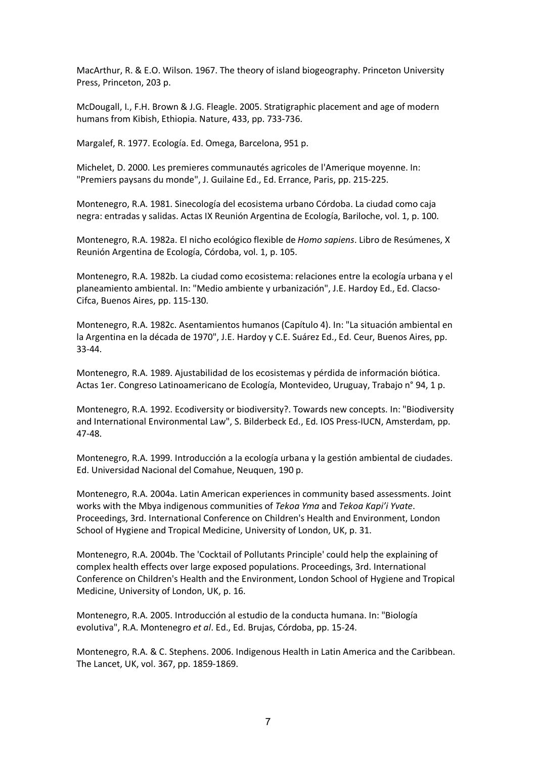MacArthur, R. & E.O. Wilson. 1967. The theory of island biogeography. Princeton University Press, Princeton, 203 p.

McDougall, I., F.H. Brown & J.G. Fleagle. 2005. Stratigraphic placement and age of modern humans from Kibish, Ethiopia. Nature, 433, pp. 733-736.

Margalef, R. 1977. Ecología. Ed. Omega, Barcelona, 951 p.

Michelet, D. 2000. Les premieres communautés agricoles de l'Amerique moyenne. In: "Premiers paysans du monde", J. Guilaine Ed., Ed. Errance, Paris, pp. 215-225.

Montenegro, R.A. 1981. Sinecología del ecosistema urbano Córdoba. La ciudad como caja negra: entradas y salidas. Actas IX Reunión Argentina de Ecología, Bariloche, vol. 1, p. 100.

Montenegro, R.A. 1982a. El nicho ecológico flexible de *Homo sapiens*. Libro de Resúmenes, X Reunión Argentina de Ecología, Córdoba, vol. 1, p. 105.

Montenegro, R.A. 1982b. La ciudad como ecosistema: relaciones entre la ecología urbana y el planeamiento ambiental. In: "Medio ambiente y urbanización", J.E. Hardoy Ed., Ed. Clacso-Cifca, Buenos Aires, pp. 115-130.

Montenegro, R.A. 1982c. Asentamientos humanos (Capítulo 4). In: "La situación ambiental en la Argentina en la década de 1970", J.E. Hardoy y C.E. Suárez Ed., Ed. Ceur, Buenos Aires, pp. 33-44.

Montenegro, R.A. 1989. Ajustabilidad de los ecosistemas y pérdida de información biótica. Actas 1er. Congreso Latinoamericano de Ecología, Montevideo, Uruguay, Trabajo n° 94, 1 p.

Montenegro, R.A. 1992. Ecodiversity or biodiversity?. Towards new concepts. In: "Biodiversity and International Environmental Law", S. Bilderbeck Ed., Ed. IOS Press-IUCN, Amsterdam, pp. 47-48.

Montenegro, R.A. 1999. Introducción a la ecología urbana y la gestión ambiental de ciudades. Ed. Universidad Nacional del Comahue, Neuquen, 190 p.

Montenegro, R.A. 2004a. Latin American experiences in community based assessments. Joint works with the Mbya indigenous communities of *Tekoa Yma* and *Tekoa Kapi'i Yvate*. Proceedings, 3rd. International Conference on Children's Health and Environment, London School of Hygiene and Tropical Medicine, University of London, UK, p. 31.

Montenegro, R.A. 2004b. The 'Cocktail of Pollutants Principle' could help the explaining of complex health effects over large exposed populations. Proceedings, 3rd. International Conference on Children's Health and the Environment, London School of Hygiene and Tropical Medicine, University of London, UK, p. 16.

Montenegro, R.A. 2005. Introducción al estudio de la conducta humana. In: "Biología evolutiva", R.A. Montenegro *et al*. Ed., Ed. Brujas, Córdoba, pp. 15-24.

Montenegro, R.A. & C. Stephens. 2006. Indigenous Health in Latin America and the Caribbean. The Lancet, UK, vol. 367, pp. 1859-1869.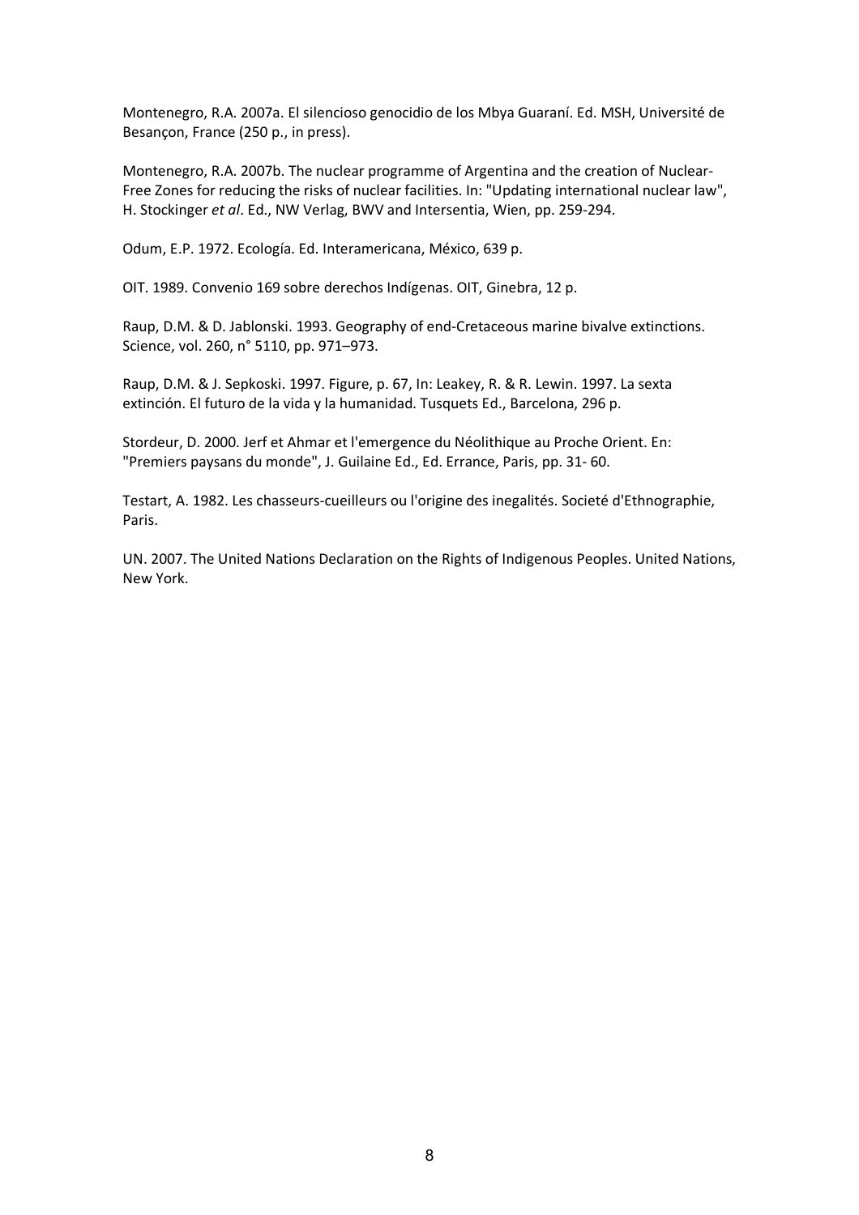Montenegro, R.A. 2007a. El silencioso genocidio de los Mbya Guaraní. Ed. MSH, Université de Besançon, France (250 p., in press).

Montenegro, R.A. 2007b. The nuclear programme of Argentina and the creation of Nuclear-Free Zones for reducing the risks of nuclear facilities. In: "Updating international nuclear law", H. Stockinger *et al*. Ed., NW Verlag, BWV and Intersentia, Wien, pp. 259-294.

Odum, E.P. 1972. Ecología. Ed. Interamericana, México, 639 p.

OIT. 1989. Convenio 169 sobre derechos Indígenas. OIT, Ginebra, 12 p.

Raup, D.M. & D. Jablonski. 1993. Geography of end-Cretaceous marine bivalve extinctions. Science, vol. 260, n° 5110, pp. 971–973.

Raup, D.M. & J. Sepkoski. 1997. Figure, p. 67, In: Leakey, R. & R. Lewin. 1997. La sexta extinción. El futuro de la vida y la humanidad. Tusquets Ed., Barcelona, 296 p.

Stordeur, D. 2000. Jerf et Ahmar et l'emergence du Néolithique au Proche Orient. En: "Premiers paysans du monde", J. Guilaine Ed., Ed. Errance, Paris, pp. 31- 60.

Testart, A. 1982. Les chasseurs-cueilleurs ou l'origine des inegalités. Societé d'Ethnographie, Paris.

UN. 2007. The United Nations Declaration on the Rights of Indigenous Peoples. United Nations, New York.